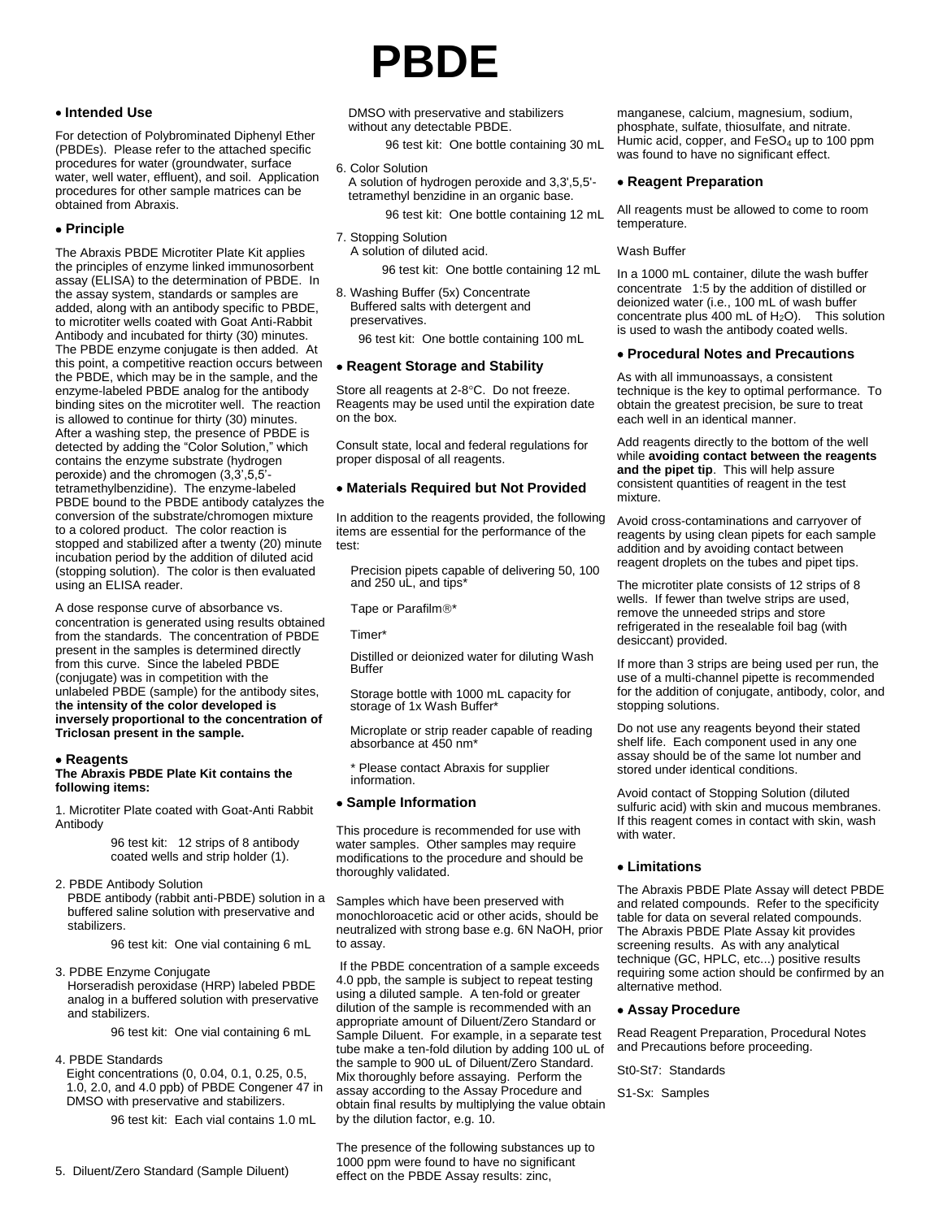# PBDE

## Intended Use

For detection of Polybrominated Diphenyl Ether (PBDEs). Please refer to the attached specific procedures for water (groundwater, surface water, well water, effluent), and soil. Application procedures for other sample matrices can be obtained from Abraxis.

## Principle

The Abraxis PBDE Microtiter Plate Kit applies the principles of enzyme linked immunosorbent assay (ELISA) to the determination of PBDE. In the assay system, standards or samples are added, along with an antibody specific to PBDE, to microtiter wells coated with Goat Anti-Rabbit Antibody and incubated for thirty (30) minutes. The PBDE enzyme conjugate is then added. At this point, a competitive reaction occurs between the PBDE, which may be in the sample, and the enzyme-labeled PBDE analog for the antibody binding sites on the microtiter well. The reaction is allowed to continue for thirty (30) minutes. After a washing step, the presence of PBDE is detected by adding the "Color Solution," which contains the enzyme substrate (hydrogen peroxide) and the chromogen (3,3',5,5'-tetramethylbenzidine). The enzyme-labeled PBDE bound to the PBDE antibody catalyzes the conversion of the substrate/chromogen mixture to a colored product. The color reaction is stopped and stabilized after a twenty (20) minute incubation period by the addition of diluted acid (stopping solution). The color is then evaluated using an ELISA reader.

A dose response curve of absorbance vs. concentration is generated using results obtained from the standards. The concentration of PBDE present in the samples is determined directly from this curve. Since the labeled PBDE (conjugate) was in competition with the unlabeled PBDE (sample) for the antibody sites, t**he intensity of the color developed is inversely proportional to the concentration of Triclosan present in the sample.**

## Reagents

**The Abraxis PBDE Plate Kit contains the following items:**

1. Microtiter Plate coated with Goat-Anti Rabbit Antibody

   96 test kit: 12 strips of 8 antibody coated wells and strip holder (1).

2. PBDE Antibody Solution
   PBDE antibody (rabbit anti-PBDE) solution in a buffered saline solution with preservative and stabilizers.

   96 test kit: One vial containing 6 mL

3. PDBE Enzyme Conjugate
   Horseradish peroxidase (HRP) labeled PBDE analog in a buffered solution with preservative and stabilizers.

   96 test kit: One vial containing 6 mL

4. PBDE Standards
   Eight concentrations (0, 0.04, 0.1, 0.25, 0.5, 1.0, 2.0, and 4.0 ppb) of PBDE Congener 47 in DMSO with preservative and stabilizers.

   96 test kit: Each vial contains 1.0 mL

5. Diluent/Zero Standard (Sample Diluent)
   DMSO with preservative and stabilizers without any detectable PBDE.

   96 test kit: One bottle containing 30 mL

6. Color Solution
   A solution of hydrogen peroxide and 3,3',5,5'-tetramethyl benzidine in an organic base.

   96 test kit: One bottle containing 12 mL

7. Stopping Solution
   A solution of diluted acid.

   96 test kit: One bottle containing 12 mL

8. Washing Buffer (5x) Concentrate
   Buffered salts with detergent and preservatives.

   96 test kit: One bottle containing 100 mL

## Reagent Storage and Stability

Store all reagents at 2-8°C. Do not freeze. Reagents may be used until the expiration date on the box.

Consult state, local and federal regulations for proper disposal of all reagents.

## Materials Required but Not Provided

In addition to the reagents provided, the following items are essential for the performance of the test:

Precision pipets capable of delivering 50, 100 and 250 uL, and tips*

Tape or Parafilm®*

Timer*

Distilled or deionized water for diluting Wash Buffer

Storage bottle with 1000 mL capacity for storage of 1x Wash Buffer*

Microplate or strip reader capable of reading absorbance at 450 nm*

* Please contact Abraxis for supplier information.

## Sample Information

This procedure is recommended for use with water samples. Other samples may require modifications to the procedure and should be thoroughly validated.

Samples which have been preserved with monochloroacetic acid or other acids, should be neutralized with strong base e.g. 6N NaOH, prior to assay.

If the PBDE concentration of a sample exceeds 4.0 ppb, the sample is subject to repeat testing using a diluted sample. A ten-fold or greater dilution of the sample is recommended with an appropriate amount of Diluent/Zero Standard or Sample Diluent. For example, in a separate test tube make a ten-fold dilution by adding 100 uL of the sample to 900 uL of Diluent/Zero Standard. Mix thoroughly before assaying. Perform the assay according to the Assay Procedure and obtain final results by multiplying the value obtain by the dilution factor, e.g. 10.

The presence of the following substances up to 1000 ppm were found to have no significant effect on the PBDE Assay results: zinc, manganese, calcium, magnesium, sodium, phosphate, sulfate, thiosulfate, and nitrate. Humic acid, copper, and $FeSO_4$ up to 100 ppm was found to have no significant effect.

## Reagent Preparation

All reagents must be allowed to come to room temperature.

Wash Buffer

In a 1000 mL container, dilute the wash buffer concentrate 1:5 by the addition of distilled or deionized water (i.e., 100 mL of wash buffer concentrate plus 400 mL of $H_2O$). This solution is used to wash the antibody coated wells.

## Procedural Notes and Precautions

As with all immunoassays, a consistent technique is the key to optimal performance. To obtain the greatest precision, be sure to treat each well in an identical manner.

Add reagents directly to the bottom of the well while **avoiding contact between the reagents and the pipet tip**. This will help assure consistent quantities of reagent in the test mixture.

Avoid cross-contaminations and carryover of reagents by using clean pipets for each sample addition and by avoiding contact between reagent droplets on the tubes and pipet tips.

The microtiter plate consists of 12 strips of 8 wells. If fewer than twelve strips are used, remove the unneeded strips and store refrigerated in the resealable foil bag (with desiccant) provided.

If more than 3 strips are being used per run, the use of a multi-channel pipette is recommended for the addition of conjugate, antibody, color, and stopping solutions.

Do not use any reagents beyond their stated shelf life. Each component used in any one assay should be of the same lot number and stored under identical conditions.

Avoid contact of Stopping Solution (diluted sulfuric acid) with skin and mucous membranes. If this reagent comes in contact with skin, wash with water.

## Limitations

The Abraxis PBDE Plate Assay will detect PBDE and related compounds. Refer to the specificity table for data on several related compounds. The Abraxis PBDE Plate Assay kit provides screening results. As with any analytical technique (GC, HPLC, etc...) positive results requiring some action should be confirmed by an alternative method.

## Assay Procedure

Read Reagent Preparation, Procedural Notes and Precautions before proceeding.

St0-St7: Standards

S1-Sx: Samples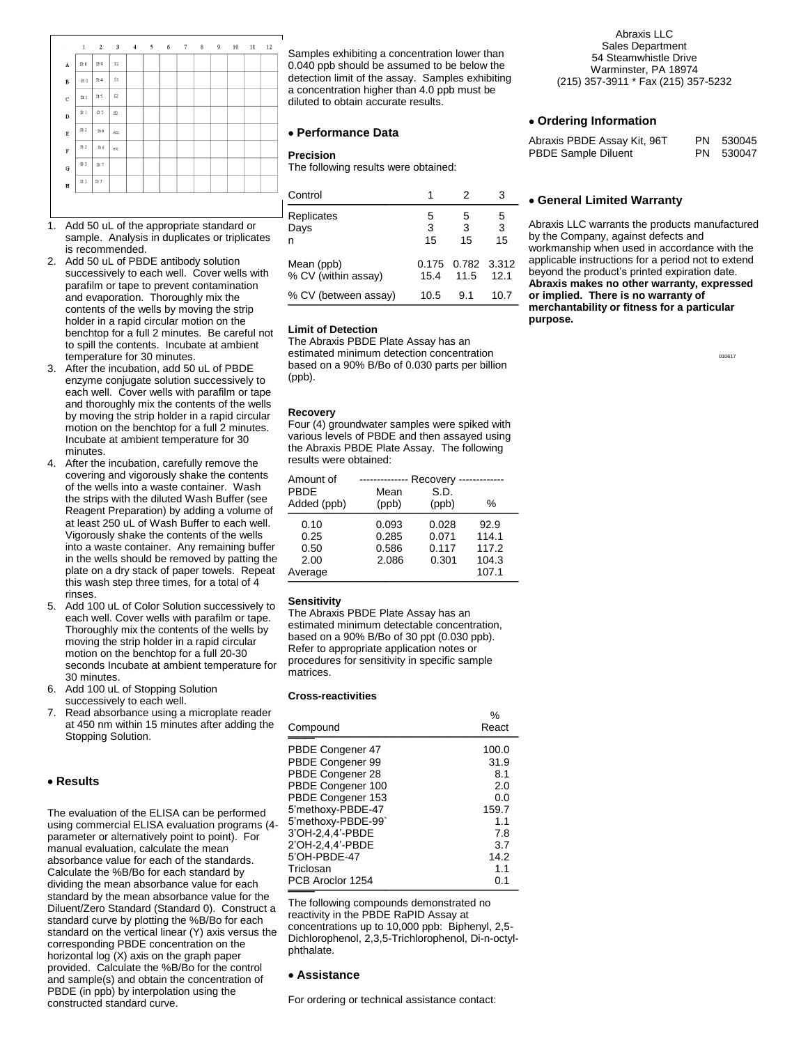| | 1 | 2 | 3 | 4 | 5 | 6 | 7 | 8 | 9 | 10 | 11 | 12 |
|---|---|---|---|---|---|---|---|---|---|---|---|---|
| A | St 0 | St 4 | S1 | | | | | | | | | |
| B | St 0 | St 4 | S1 | | | | | | | | | |
| C | St 1 | St 5 | S2 | | | | | | | | | |
| D | St 1 | St 5 | S2 | | | | | | | | | |
| E | St 2 | St 6 | etc | | | | | | | | | |
| F | St 2 | St 6 | etc | | | | | | | | | |
| G | St 3 | St 7 | | | | | | | | | | |
| H | St 3 | St 7 | | | | | | | | | | |

1. Add 50 uL of the appropriate standard or sample. Analysis in duplicates or triplicates is recommended.
2. Add 50 uL of PBDE antibody solution successively to each well. Cover wells with parafilm or tape to prevent contamination and evaporation. Thoroughly mix the contents of the wells by moving the strip holder in a rapid circular motion on the benchtop for a full 2 minutes. Be careful not to spill the contents. Incubate at ambient temperature for 30 minutes.
3. After the incubation, add 50 uL of PBDE enzyme conjugate solution successively to each well. Cover wells with parafilm or tape and thoroughly mix the contents of the wells by moving the strip holder in a rapid circular motion on the benchtop for a full 2 minutes. Incubate at ambient temperature for 30 minutes.
4. After the incubation, carefully remove the covering and vigorously shake the contents of the wells into a waste container. Wash the strips with the diluted Wash Buffer (see Reagent Preparation) by adding a volume of at least 250 uL of Wash Buffer to each well. Vigorously shake the contents of the wells into a waste container. Any remaining buffer in the wells should be removed by patting the plate on a dry stack of paper towels. Repeat this wash step three times, for a total of 4 rinses.
5. Add 100 uL of Color Solution successively to each well. Cover wells with parafilm or tape. Thoroughly mix the contents of the wells by moving the strip holder in a rapid circular motion on the benchtop for a full 20-30 seconds Incubate at ambient temperature for 30 minutes.
6. Add 100 uL of Stopping Solution successively to each well.
7. Read absorbance using a microplate reader at 450 nm within 15 minutes after adding the Stopping Solution.

## • Results

The evaluation of the ELISA can be performed using commercial ELISA evaluation programs (4-parameter or alternatively point to point). For manual evaluation, calculate the mean absorbance value for each of the standards. Calculate the %B/Bo for each standard by dividing the mean absorbance value for each standard by the mean absorbance value for the Diluent/Zero Standard (Standard 0). Construct a standard curve by plotting the %B/Bo for each standard on the vertical linear (Y) axis versus the corresponding PBDE concentration on the horizontal log (X) axis on the graph paper provided. Calculate the %B/Bo for the control and sample(s) and obtain the concentration of PBDE (in ppb) by interpolation using the constructed standard curve.

Samples exhibiting a concentration lower than 0.040 ppb should be assumed to be below the detection limit of the assay. Samples exhibiting a concentration higher than 4.0 ppb must be diluted to obtain accurate results.

## • Performance Data

### Precision

The following results were obtained:

| Control | 1 | 2 | 3 |
|---|---|---|---|
| Replicates | 5 | 5 | 5 |
| Days | 3 | 3 | 3 |
| n | 15 | 15 | 15 |
| Mean (ppb) | 0.175 | 0.782 | 3.312 |
| % CV (within assay) | 15.4 | 11.5 | 12.1 |
| % CV (between assay) | 10.5 | 9.1 | 10.7 |

### Limit of Detection

The Abraxis PBDE Plate Assay has an estimated minimum detection concentration based on a 90% B/Bo of 0.030 parts per billion (ppb).

### Recovery

Four (4) groundwater samples were spiked with various levels of PBDE and then assayed using the Abraxis PBDE Plate Assay. The following results were obtained:

| Amount of PBDE Added (ppb) | Recovery Mean (ppb) | S.D. (ppb) | % |
|---|---|---|---|
| 0.10 | 0.093 | 0.028 | 92.9 |
| 0.25 | 0.285 | 0.071 | 114.1 |
| 0.50 | 0.586 | 0.117 | 117.2 |
| 2.00 | 2.086 | 0.301 | 104.3 |
| Average | | | 107.1 |

### Sensitivity

The Abraxis PBDE Plate Assay has an estimated minimum detectable concentration, based on a 90% B/Bo of 30 ppt (0.030 ppb). Refer to appropriate application notes or procedures for sensitivity in specific sample matrices.

### Cross-reactivities

| Compound | % React |
|---|---|
| PBDE Congener 47 | 100.0 |
| PBDE Congener 99 | 31.9 |
| PBDE Congener 28 | 8.1 |
| PBDE Congener 100 | 2.0 |
| PBDE Congener 153 | 0.0 |
| 5'methoxy-PBDE-47 | 159.7 |
| 5'methoxy-PBDE-99` | 1.1 |
| 3'OH-2,4,4'-PBDE | 7.8 |
| 2'OH-2,4,4'-PBDE | 3.7 |
| 5'OH-PBDE-47 | 14.2 |
| Triclosan | 1.1 |
| PCB Aroclor 1254 | 0.1 |

The following compounds demonstrated no reactivity in the PBDE RaPID Assay at concentrations up to 10,000 ppb: Biphenyl, 2,5-Dichlorophenol, 2,3,5-Trichlorophenol, Di-n-octyl-phthalate.

## • Assistance

For ordering or technical assistance contact:

Abraxis LLC
Sales Department
54 Steamwhistle Drive
Warminster, PA 18974
(215) 357-3911 * Fax (215) 357-5232

## • Ordering Information

| | |
|---|---|
| Abraxis PBDE Assay Kit, 96T | PN 530045 |
| PBDE Sample Diluent | PN 530047 |

## • General Limited Warranty

Abraxis LLC warrants the products manufactured by the Company, against defects and workmanship when used in accordance with the applicable instructions for a period not to extend beyond the product's printed expiration date. **Abraxis makes no other warranty, expressed or implied. There is no warranty of merchantability or fitness for a particular purpose.**

010617